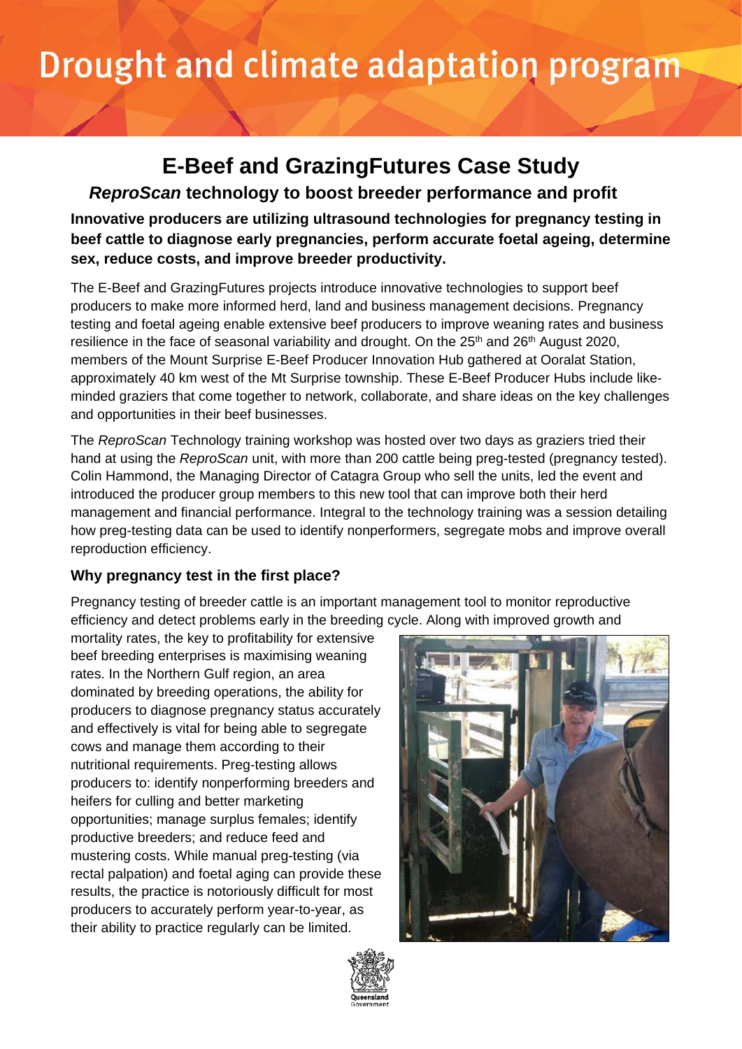// Drought and climate adaptation program

# E-Beef and GrazingFutures Case Study

## *ReproScan* technology to boost breeder performance and profit

**Innovative producers are utilizing ultrasound technologies for pregnancy testing in beef cattle to diagnose early pregnancies, perform accurate foetal ageing, determine sex, reduce costs, and improve breeder productivity.**

The E-Beef and GrazingFutures projects introduce innovative technologies to support beef producers to make more informed herd, land and business management decisions. Pregnancy testing and foetal ageing enable extensive beef producers to improve weaning rates and business resilience in the face of seasonal variability and drought. On the 25th and 26th August 2020, members of the Mount Surprise E-Beef Producer Innovation Hub gathered at Ooralat Station, approximately 40 km west of the Mt Surprise township. These E-Beef Producer Hubs include like-minded graziers that come together to network, collaborate, and share ideas on the key challenges and opportunities in their beef businesses.

The *ReproScan* Technology training workshop was hosted over two days as graziers tried their hand at using the *ReproScan* unit, with more than 200 cattle being preg-tested (pregnancy tested). Colin Hammond, the Managing Director of Catagra Group who sell the units, led the event and introduced the producer group members to this new tool that can improve both their herd management and financial performance. Integral to the technology training was a session detailing how preg-testing data can be used to identify nonperformers, segregate mobs and improve overall reproduction efficiency.

### Why pregnancy test in the first place?

Pregnancy testing of breeder cattle is an important management tool to monitor reproductive efficiency and detect problems early in the breeding cycle. Along with improved growth and mortality rates, the key to profitability for extensive beef breeding enterprises is maximising weaning rates. In the Northern Gulf region, an area dominated by breeding operations, the ability for producers to diagnose pregnancy status accurately and effectively is vital for being able to segregate cows and manage them according to their nutritional requirements. Preg-testing allows producers to: identify nonperforming breeders and heifers for culling and better marketing opportunities; manage surplus females; identify productive breeders; and reduce feed and mustering costs. While manual preg-testing (via rectal palpation) and foetal aging can provide these results, the practice is notoriously difficult for most producers to accurately perform year-to-year, as their ability to practice regularly can be limited.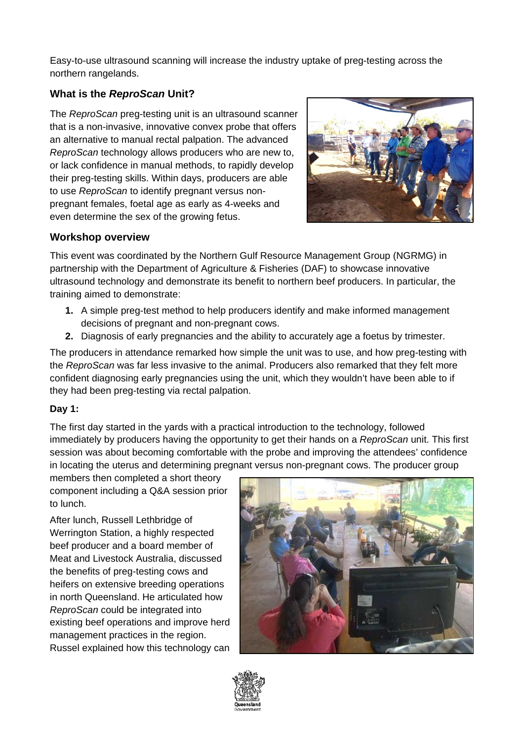Easy-to-use ultrasound scanning will increase the industry uptake of preg-testing across the northern rangelands.

### What is the *ReproScan* Unit?

The *ReproScan* preg-testing unit is an ultrasound scanner that is a non-invasive, innovative convex probe that offers an alternative to manual rectal palpation. The advanced *ReproScan* technology allows producers who are new to, or lack confidence in manual methods, to rapidly develop their preg-testing skills. Within days, producers are able to use *ReproScan* to identify pregnant versus non-pregnant females, foetal age as early as 4-weeks and even determine the sex of the growing fetus.

### Workshop overview

This event was coordinated by the Northern Gulf Resource Management Group (NGRMG) in partnership with the Department of Agriculture & Fisheries (DAF) to showcase innovative ultrasound technology and demonstrate its benefit to northern beef producers. In particular, the training aimed to demonstrate:

1. A simple preg-test method to help producers identify and make informed management decisions of pregnant and non-pregnant cows.
2. Diagnosis of early pregnancies and the ability to accurately age a foetus by trimester.

The producers in attendance remarked how simple the unit was to use, and how preg-testing with the *ReproScan* was far less invasive to the animal. Producers also remarked that they felt more confident diagnosing early pregnancies using the unit, which they wouldn't have been able to if they had been preg-testing via rectal palpation.

**Day 1:**

The first day started in the yards with a practical introduction to the technology, followed immediately by producers having the opportunity to get their hands on a *ReproScan* unit. This first session was about becoming comfortable with the probe and improving the attendees' confidence in locating the uterus and determining pregnant versus non-pregnant cows. The producer group members then completed a short theory component including a Q&A session prior to lunch.

After lunch, Russell Lethbridge of Werrington Station, a highly respected beef producer and a board member of Meat and Livestock Australia, discussed the benefits of preg-testing cows and heifers on extensive breeding operations in north Queensland. He articulated how *ReproScan* could be integrated into existing beef operations and improve herd management practices in the region. Russel explained how this technology can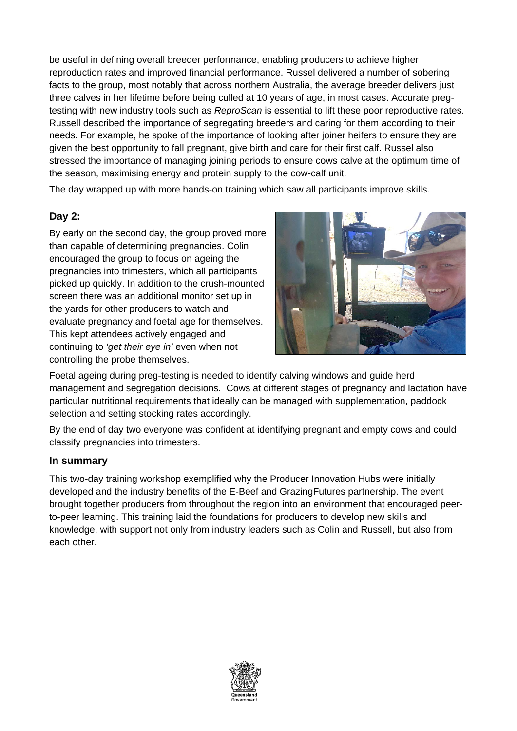be useful in defining overall breeder performance, enabling producers to achieve higher reproduction rates and improved financial performance. Russel delivered a number of sobering facts to the group, most notably that across northern Australia, the average breeder delivers just three calves in her lifetime before being culled at 10 years of age, in most cases. Accurate preg-testing with new industry tools such as *ReproScan* is essential to lift these poor reproductive rates. Russell described the importance of segregating breeders and caring for them according to their needs. For example, he spoke of the importance of looking after joiner heifers to ensure they are given the best opportunity to fall pregnant, give birth and care for their first calf. Russel also stressed the importance of managing joining periods to ensure cows calve at the optimum time of the season, maximising energy and protein supply to the cow-calf unit.

The day wrapped up with more hands-on training which saw all participants improve skills.

### Day 2:

By early on the second day, the group proved more than capable of determining pregnancies. Colin encouraged the group to focus on ageing the pregnancies into trimesters, which all participants picked up quickly. In addition to the crush-mounted screen there was an additional monitor set up in the yards for other producers to watch and evaluate pregnancy and foetal age for themselves. This kept attendees actively engaged and continuing to *'get their eye in'* even when not controlling the probe themselves.

Foetal ageing during preg-testing is needed to identify calving windows and guide herd management and segregation decisions. Cows at different stages of pregnancy and lactation have particular nutritional requirements that ideally can be managed with supplementation, paddock selection and setting stocking rates accordingly.

By the end of day two everyone was confident at identifying pregnant and empty cows and could classify pregnancies into trimesters.

### In summary

This two-day training workshop exemplified why the Producer Innovation Hubs were initially developed and the industry benefits of the E-Beef and GrazingFutures partnership. The event brought together producers from throughout the region into an environment that encouraged peer-to-peer learning. This training laid the foundations for producers to develop new skills and knowledge, with support not only from industry leaders such as Colin and Russell, but also from each other.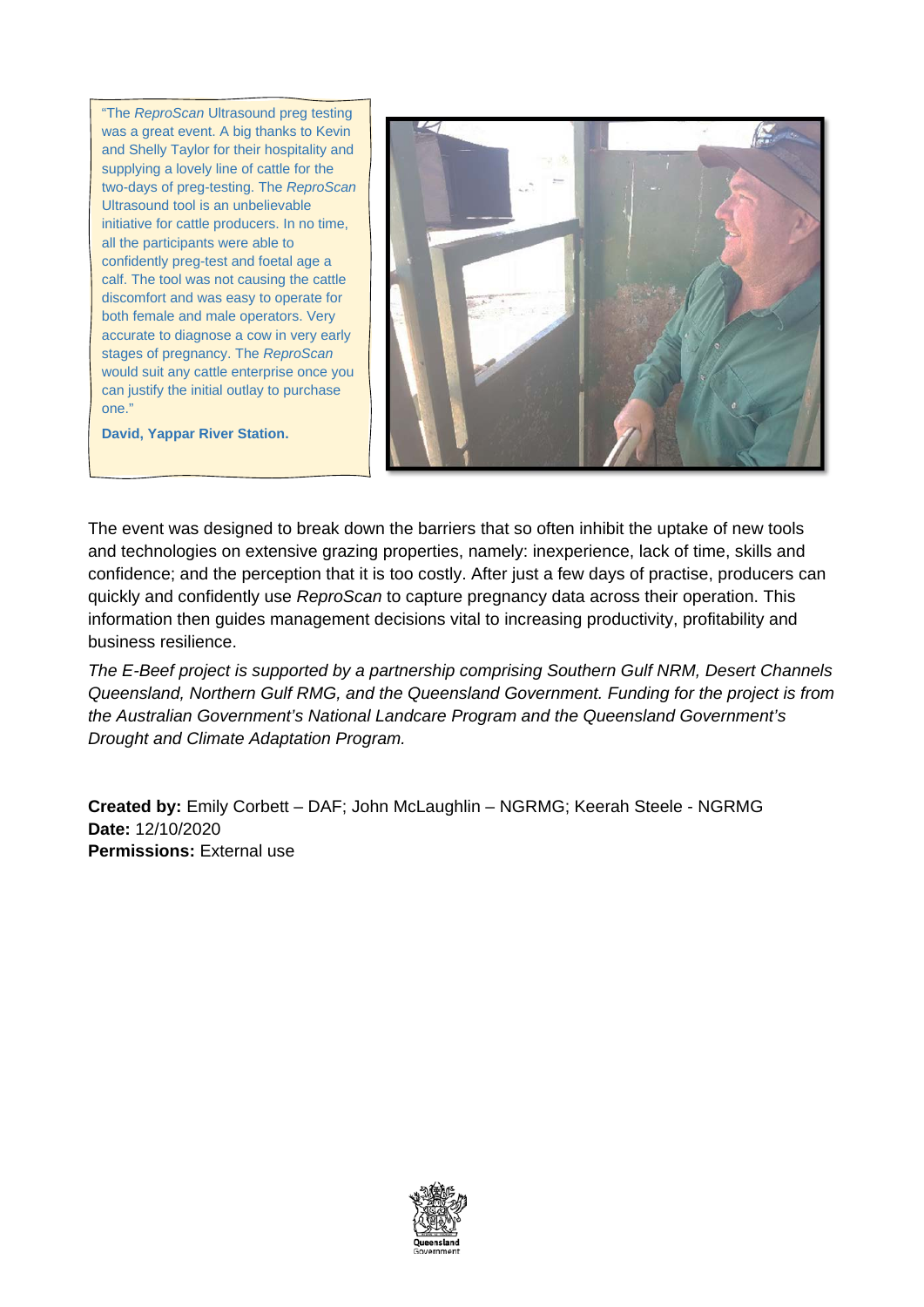"The *ReproScan* Ultrasound preg testing was a great event. A big thanks to Kevin and Shelly Taylor for their hospitality and supplying a lovely line of cattle for the two-days of preg-testing. The *ReproScan* Ultrasound tool is an unbelievable initiative for cattle producers. In no time, all the participants were able to confidently preg-test and foetal age a calf. The tool was not causing the cattle discomfort and was easy to operate for both female and male operators. Very accurate to diagnose a cow in very early stages of pregnancy. The *ReproScan* would suit any cattle enterprise once you can justify the initial outlay to purchase one."

**David, Yappar River Station.**

The event was designed to break down the barriers that so often inhibit the uptake of new tools and technologies on extensive grazing properties, namely: inexperience, lack of time, skills and confidence; and the perception that it is too costly. After just a few days of practise, producers can quickly and confidently use *ReproScan* to capture pregnancy data across their operation. This information then guides management decisions vital to increasing productivity, profitability and business resilience.

*The E-Beef project is supported by a partnership comprising Southern Gulf NRM, Desert Channels Queensland, Northern Gulf RMG, and the Queensland Government. Funding for the project is from the Australian Government's National Landcare Program and the Queensland Government's Drought and Climate Adaptation Program.*

**Created by:** Emily Corbett – DAF; John McLaughlin – NGRMG; Keerah Steele - NGRMG
**Date:** 12/10/2020
**Permissions:** External use